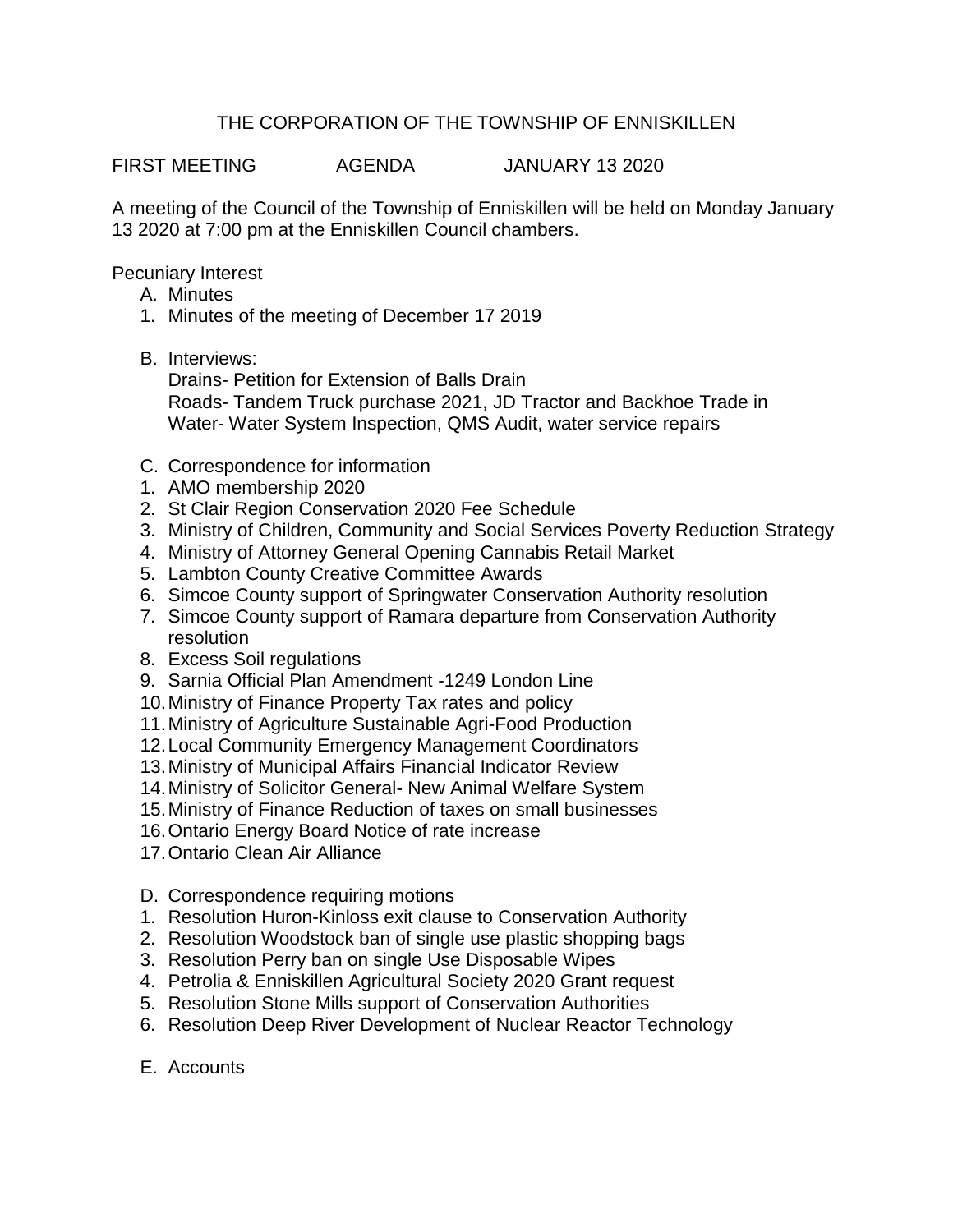# THE CORPORATION OF THE TOWNSHIP OF ENNISKILLEN

FIRST MEETING AGENDA JANUARY 13 2020

A meeting of the Council of the Township of Enniskillen will be held on Monday January 13 2020 at 7:00 pm at the Enniskillen Council chambers.

Pecuniary Interest

A. Minutes

1. Minutes of the meeting of December 17 2019

B. Interviews:

Drains- Petition for Extension of Balls Drain
Roads- Tandem Truck purchase 2021, JD Tractor and Backhoe Trade in
Water- Water System Inspection, QMS Audit, water service repairs

C. Correspondence for information

1. AMO membership 2020
2. St Clair Region Conservation 2020 Fee Schedule
3. Ministry of Children, Community and Social Services Poverty Reduction Strategy
4. Ministry of Attorney General Opening Cannabis Retail Market
5. Lambton County Creative Committee Awards
6. Simcoe County support of Springwater Conservation Authority resolution
7. Simcoe County support of Ramara departure from Conservation Authority resolution
8. Excess Soil regulations
9. Sarnia Official Plan Amendment -1249 London Line
10. Ministry of Finance Property Tax rates and policy
11. Ministry of Agriculture Sustainable Agri-Food Production
12. Local Community Emergency Management Coordinators
13. Ministry of Municipal Affairs Financial Indicator Review
14. Ministry of Solicitor General- New Animal Welfare System
15. Ministry of Finance Reduction of taxes on small businesses
16. Ontario Energy Board Notice of rate increase
17. Ontario Clean Air Alliance

D. Correspondence requiring motions

1. Resolution Huron-Kinloss exit clause to Conservation Authority
2. Resolution Woodstock ban of single use plastic shopping bags
3. Resolution Perry ban on single Use Disposable Wipes
4. Petrolia & Enniskillen Agricultural Society 2020 Grant request
5. Resolution Stone Mills support of Conservation Authorities
6. Resolution Deep River Development of Nuclear Reactor Technology

E. Accounts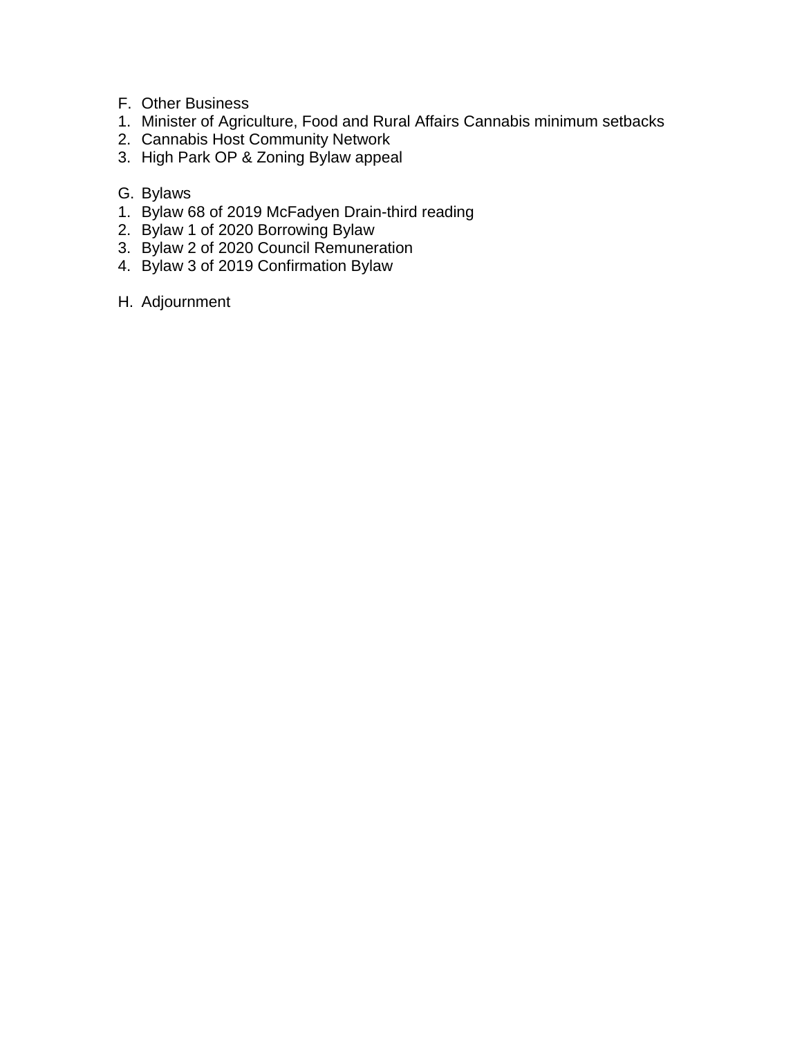F. Other Business

1. Minister of Agriculture, Food and Rural Affairs Cannabis minimum setbacks
2. Cannabis Host Community Network
3. High Park OP & Zoning Bylaw appeal

G. Bylaws

1. Bylaw 68 of 2019 McFadyen Drain-third reading
2. Bylaw 1 of 2020 Borrowing Bylaw
3. Bylaw 2 of 2020 Council Remuneration
4. Bylaw 3 of 2019 Confirmation Bylaw

H. Adjournment